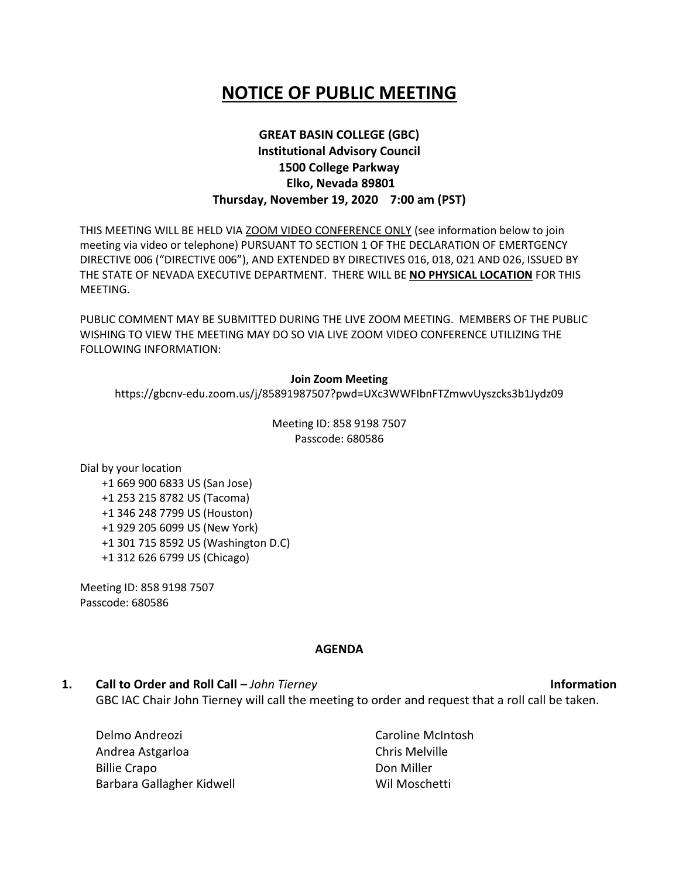# NOTICE OF PUBLIC MEETING

**GREAT BASIN COLLEGE (GBC)**
**Institutional Advisory Council**
**1500 College Parkway**
**Elko, Nevada 89801**
**Thursday, November 19, 2020 7:00 am (PST)**

THIS MEETING WILL BE HELD VIA ZOOM VIDEO CONFERENCE ONLY (see information below to join meeting via video or telephone) PURSUANT TO SECTION 1 OF THE DECLARATION OF EMERTGENCY DIRECTIVE 006 ("DIRECTIVE 006"), AND EXTENDED BY DIRECTIVES 016, 018, 021 AND 026, ISSUED BY THE STATE OF NEVADA EXECUTIVE DEPARTMENT. THERE WILL BE **NO PHYSICAL LOCATION** FOR THIS MEETING.

PUBLIC COMMENT MAY BE SUBMITTED DURING THE LIVE ZOOM MEETING. MEMBERS OF THE PUBLIC WISHING TO VIEW THE MEETING MAY DO SO VIA LIVE ZOOM VIDEO CONFERENCE UTILIZING THE FOLLOWING INFORMATION:

**Join Zoom Meeting**
https://gbcnv-edu.zoom.us/j/85891987507?pwd=UXc3WWFIbnFTZmwvUyszcks3b1Jydz09

Meeting ID: 858 9198 7507
Passcode: 680586

Dial by your location
+1 669 900 6833 US (San Jose)
+1 253 215 8782 US (Tacoma)
+1 346 248 7799 US (Houston)
+1 929 205 6099 US (New York)
+1 301 715 8592 US (Washington D.C)
+1 312 626 6799 US (Chicago)

Meeting ID: 858 9198 7507
Passcode: 680586

## AGENDA

**1. Call to Order and Roll Call** – *John Tierney* **Information**

GBC IAC Chair John Tierney will call the meeting to order and request that a roll call be taken.

Delmo Andreozi
Andrea Astgarloa
Billie Crapo
Barbara Gallagher Kidwell
Caroline McIntosh
Chris Melville
Don Miller
Wil Moschetti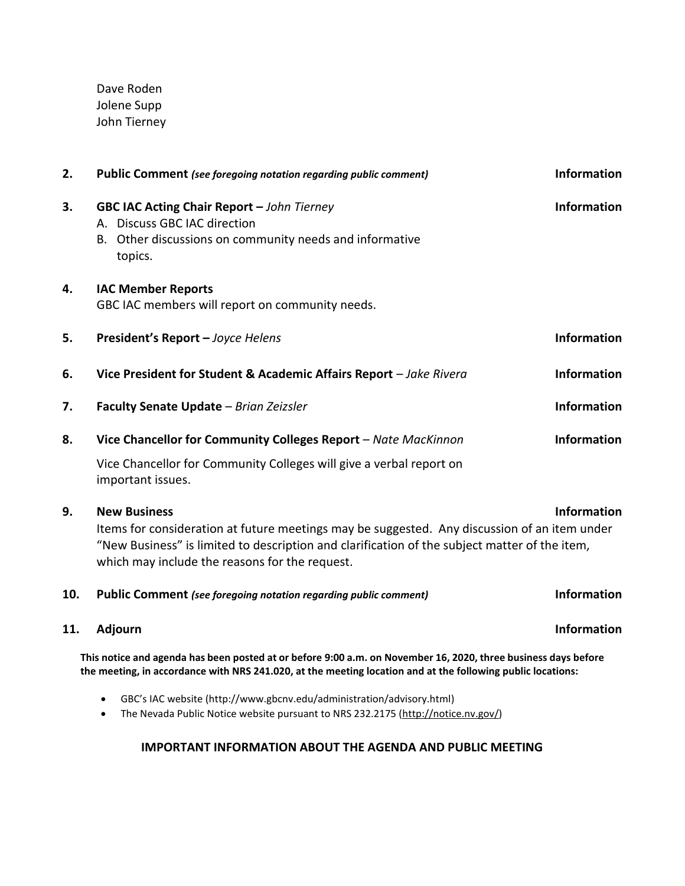Dave Roden
Jolene Supp
John Tierney

| | | |
|---|---|---|
| **2.** | **Public Comment** ***(see foregoing notation regarding public comment)*** | **Information** |
| **3.** | **GBC IAC Acting Chair Report –** ***John Tierney***<br>A. Discuss GBC IAC direction<br>B. Other discussions on community needs and informative topics. | **Information** |
| **4.** | **IAC Member Reports**<br>GBC IAC members will report on community needs. | |
| **5.** | **President's Report –** ***Joyce Helens*** | **Information** |
| **6.** | **Vice President for Student & Academic Affairs Report** – *Jake Rivera* | **Information** |
| **7.** | **Faculty Senate Update** – *Brian Zeizsler* | **Information** |
| **8.** | **Vice Chancellor for Community Colleges Report** – *Nate MacKinnon*<br>Vice Chancellor for Community Colleges will give a verbal report on important issues. | **Information** |
| **9.** | **New Business**<br>Items for consideration at future meetings may be suggested. Any discussion of an item under "New Business" is limited to description and clarification of the subject matter of the item, which may include the reasons for the request. | **Information** |
| **10.** | **Public Comment** ***(see foregoing notation regarding public comment)*** | **Information** |
| **11.** | **Adjourn** | **Information** |

**This notice and agenda has been posted at or before 9:00 a.m. on November 16, 2020, three business days before the meeting, in accordance with NRS 241.020, at the meeting location and at the following public locations:**

- GBC's IAC website (http://www.gbcnv.edu/administration/advisory.html)
- The Nevada Public Notice website pursuant to NRS 232.2175 (http://notice.nv.gov/)

## IMPORTANT INFORMATION ABOUT THE AGENDA AND PUBLIC MEETING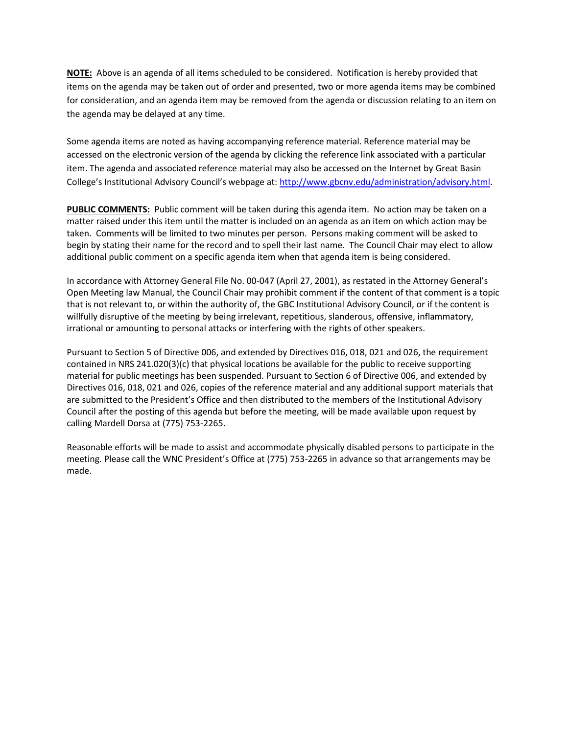**NOTE:** Above is an agenda of all items scheduled to be considered. Notification is hereby provided that items on the agenda may be taken out of order and presented, two or more agenda items may be combined for consideration, and an agenda item may be removed from the agenda or discussion relating to an item on the agenda may be delayed at any time.

Some agenda items are noted as having accompanying reference material. Reference material may be accessed on the electronic version of the agenda by clicking the reference link associated with a particular item. The agenda and associated reference material may also be accessed on the Internet by Great Basin College's Institutional Advisory Council's webpage at: http://www.gbcnv.edu/administration/advisory.html.

**PUBLIC COMMENTS:** Public comment will be taken during this agenda item. No action may be taken on a matter raised under this item until the matter is included on an agenda as an item on which action may be taken. Comments will be limited to two minutes per person. Persons making comment will be asked to begin by stating their name for the record and to spell their last name. The Council Chair may elect to allow additional public comment on a specific agenda item when that agenda item is being considered.

In accordance with Attorney General File No. 00-047 (April 27, 2001), as restated in the Attorney General's Open Meeting law Manual, the Council Chair may prohibit comment if the content of that comment is a topic that is not relevant to, or within the authority of, the GBC Institutional Advisory Council, or if the content is willfully disruptive of the meeting by being irrelevant, repetitious, slanderous, offensive, inflammatory, irrational or amounting to personal attacks or interfering with the rights of other speakers.

Pursuant to Section 5 of Directive 006, and extended by Directives 016, 018, 021 and 026, the requirement contained in NRS 241.020(3)(c) that physical locations be available for the public to receive supporting material for public meetings has been suspended. Pursuant to Section 6 of Directive 006, and extended by Directives 016, 018, 021 and 026, copies of the reference material and any additional support materials that are submitted to the President's Office and then distributed to the members of the Institutional Advisory Council after the posting of this agenda but before the meeting, will be made available upon request by calling Mardell Dorsa at (775) 753-2265.

Reasonable efforts will be made to assist and accommodate physically disabled persons to participate in the meeting. Please call the WNC President's Office at (775) 753-2265 in advance so that arrangements may be made.